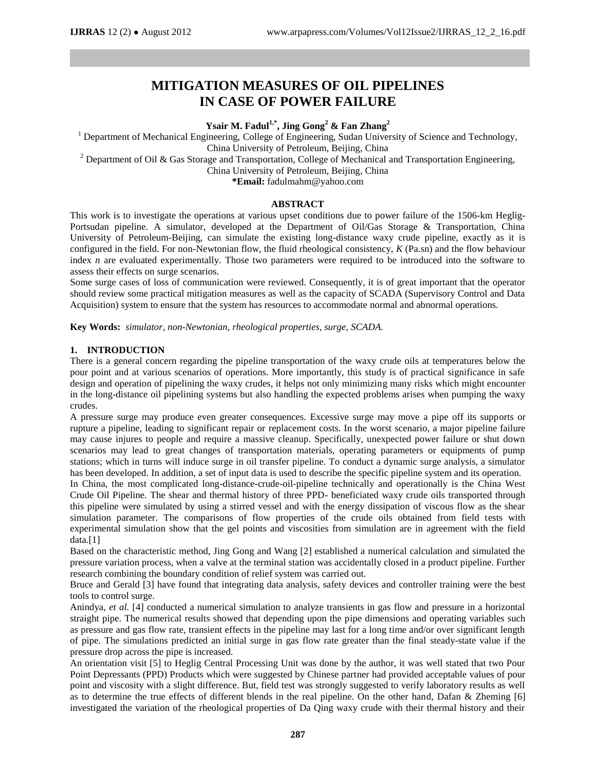# MITIGATION MEASURES OF OIL PIPELINES IN CASE OF POWER FAILURE

**Ysair M. Fadul[1,*], Jing Gong[2] & Fan Zhang[2]**

[1] Department of Mechanical Engineering, College of Engineering, Sudan University of Science and Technology, China University of Petroleum, Beijing, China

[2] Department of Oil & Gas Storage and Transportation, College of Mechanical and Transportation Engineering, China University of Petroleum, Beijing, China

**\*Email:** fadulmahm@yahoo.com

## ABSTRACT

This work is to investigate the operations at various upset conditions due to power failure of the 1506-km Heglig-Portsudan pipeline. A simulator, developed at the Department of Oil/Gas Storage & Transportation, China University of Petroleum-Beijing, can simulate the existing long-distance waxy crude pipeline, exactly as it is configured in the field. For non-Newtonian flow, the fluid rheological consistency, $K$ (Pa.sn) and the flow behaviour index $n$ are evaluated experimentally. Those two parameters were required to be introduced into the software to assess their effects on surge scenarios.

Some surge cases of loss of communication were reviewed. Consequently, it is of great important that the operator should review some practical mitigation measures as well as the capacity of SCADA (Supervisory Control and Data Acquisition) system to ensure that the system has resources to accommodate normal and abnormal operations.

**Key Words:** *simulator, non-Newtonian, rheological properties, surge, SCADA.*

## 1. INTRODUCTION

There is a general concern regarding the pipeline transportation of the waxy crude oils at temperatures below the pour point and at various scenarios of operations. More importantly, this study is of practical significance in safe design and operation of pipelining the waxy crudes, it helps not only minimizing many risks which might encounter in the long-distance oil pipelining systems but also handling the expected problems arises when pumping the waxy crudes.

A pressure surge may produce even greater consequences. Excessive surge may move a pipe off its supports or rupture a pipeline, leading to significant repair or replacement costs. In the worst scenario, a major pipeline failure may cause injures to people and require a massive cleanup. Specifically, unexpected power failure or shut down scenarios may lead to great changes of transportation materials, operating parameters or equipments of pump stations; which in turns will induce surge in oil transfer pipeline. To conduct a dynamic surge analysis, a simulator has been developed. In addition, a set of input data is used to describe the specific pipeline system and its operation.

In China, the most complicated long-distance-crude-oil-pipeline technically and operationally is the China West Crude Oil Pipeline. The shear and thermal history of three PPD- beneficiated waxy crude oils transported through this pipeline were simulated by using a stirred vessel and with the energy dissipation of viscous flow as the shear simulation parameter. The comparisons of flow properties of the crude oils obtained from field tests with experimental simulation show that the gel points and viscosities from simulation are in agreement with the field data.[1]

Based on the characteristic method, Jing Gong and Wang [2] established a numerical calculation and simulated the pressure variation process, when a valve at the terminal station was accidentally closed in a product pipeline. Further research combining the boundary condition of relief system was carried out.

Bruce and Gerald [3] have found that integrating data analysis, safety devices and controller training were the best tools to control surge.

Anindya, *et al.* [4] conducted a numerical simulation to analyze transients in gas flow and pressure in a horizontal straight pipe. The numerical results showed that depending upon the pipe dimensions and operating variables such as pressure and gas flow rate, transient effects in the pipeline may last for a long time and/or over significant length of pipe. The simulations predicted an initial surge in gas flow rate greater than the final steady-state value if the pressure drop across the pipe is increased.

An orientation visit [5] to Heglig Central Processing Unit was done by the author, it was well stated that two Pour Point Depressants (PPD) Products which were suggested by Chinese partner had provided acceptable values of pour point and viscosity with a slight difference. But, field test was strongly suggested to verify laboratory results as well as to determine the true effects of different blends in the real pipeline. On the other hand, Dafan & Zheming [6] investigated the variation of the rheological properties of Da Qing waxy crude with their thermal history and their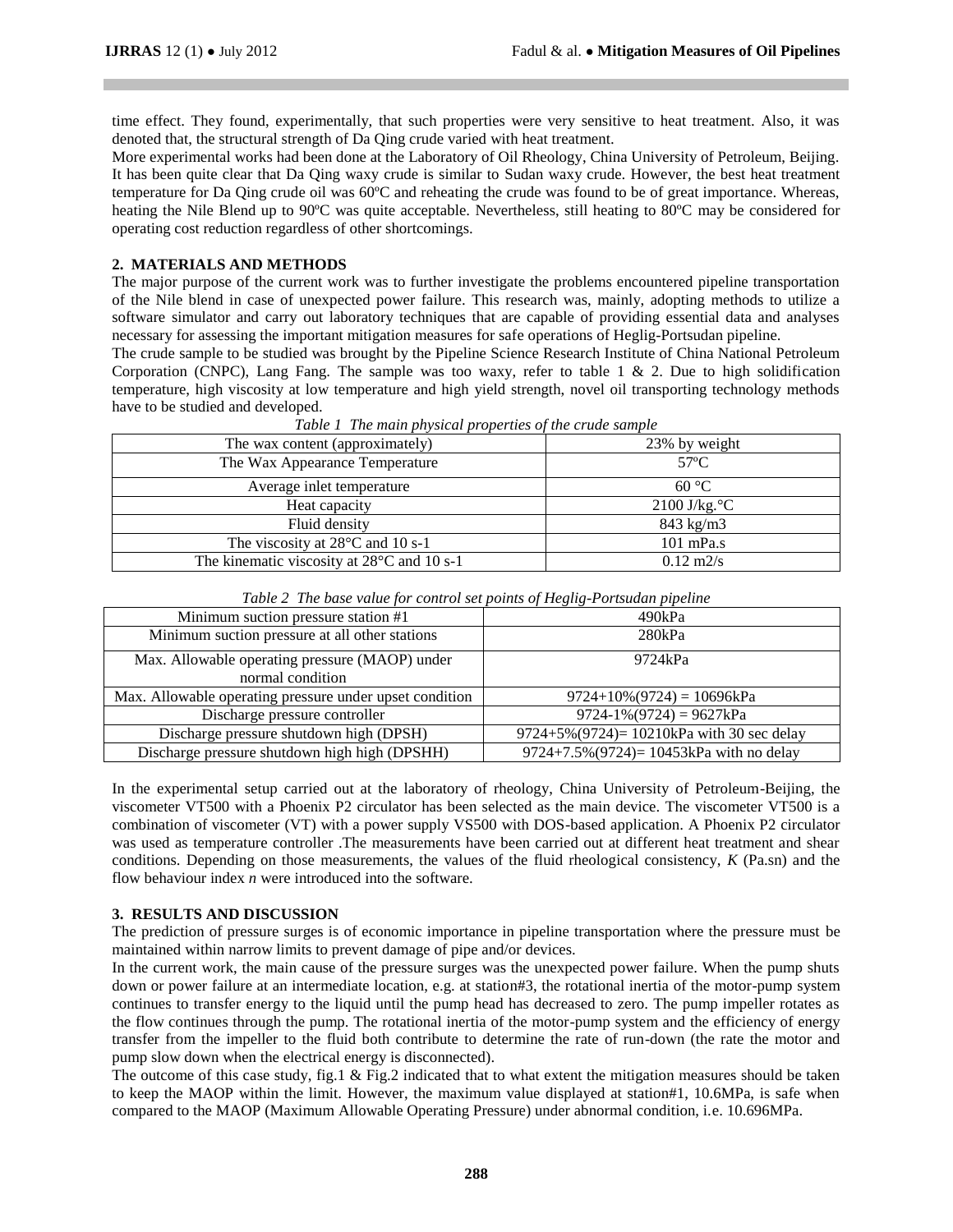time effect. They found, experimentally, that such properties were very sensitive to heat treatment. Also, it was denoted that, the structural strength of Da Qing crude varied with heat treatment.

More experimental works had been done at the Laboratory of Oil Rheology, China University of Petroleum, Beijing. It has been quite clear that Da Qing waxy crude is similar to Sudan waxy crude. However, the best heat treatment temperature for Da Qing crude oil was 60ºC and reheating the crude was found to be of great importance. Whereas, heating the Nile Blend up to 90ºC was quite acceptable. Nevertheless, still heating to 80ºC may be considered for operating cost reduction regardless of other shortcomings.

## 2. MATERIALS AND METHODS

The major purpose of the current work was to further investigate the problems encountered pipeline transportation of the Nile blend in case of unexpected power failure. This research was, mainly, adopting methods to utilize a software simulator and carry out laboratory techniques that are capable of providing essential data and analyses necessary for assessing the important mitigation measures for safe operations of Heglig-Portsudan pipeline.

The crude sample to be studied was brought by the Pipeline Science Research Institute of China National Petroleum Corporation (CNPC), Lang Fang. The sample was too waxy, refer to table 1 & 2. Due to high solidification temperature, high viscosity at low temperature and high yield strength, novel oil transporting technology methods have to be studied and developed.

*Table 1 The main physical properties of the crude sample*

| | |
|---|---|
| The wax content (approximately) | 23% by weight |
| The Wax Appearance Temperature | 57ºC |
| Average inlet temperature | 60 °C |
| Heat capacity | 2100 J/kg.°C |
| Fluid density | 843 kg/m3 |
| The viscosity at 28°C and 10 s-1 | 101 mPa.s |
| The kinematic viscosity at 28°C and 10 s-1 | 0.12 m2/s |

*Table 2 The base value for control set points of Heglig-Portsudan pipeline*

| | |
|---|---|
| Minimum suction pressure station #1 | 490kPa |
| Minimum suction pressure at all other stations | 280kPa |
| Max. Allowable operating pressure (MAOP) under normal condition | 9724kPa |
| Max. Allowable operating pressure under upset condition | 9724+10%(9724) = 10696kPa |
| Discharge pressure controller | 9724-1%(9724) = 9627kPa |
| Discharge pressure shutdown high (DPSH) | 9724+5%(9724)= 10210kPa with 30 sec delay |
| Discharge pressure shutdown high high (DPSHH) | 9724+7.5%(9724)= 10453kPa with no delay |

In the experimental setup carried out at the laboratory of rheology, China University of Petroleum-Beijing, the viscometer VT500 with a Phoenix P2 circulator has been selected as the main device. The viscometer VT500 is a combination of viscometer (VT) with a power supply VS500 with DOS-based application. A Phoenix P2 circulator was used as temperature controller .The measurements have been carried out at different heat treatment and shear conditions. Depending on those measurements, the values of the fluid rheological consistency, $K$ (Pa.s$^n$) and the flow behaviour index $n$ were introduced into the software.

## 3. RESULTS AND DISCUSSION

The prediction of pressure surges is of economic importance in pipeline transportation where the pressure must be maintained within narrow limits to prevent damage of pipe and/or devices.

In the current work, the main cause of the pressure surges was the unexpected power failure. When the pump shuts down or power failure at an intermediate location, e.g. at station#3, the rotational inertia of the motor-pump system continues to transfer energy to the liquid until the pump head has decreased to zero. The pump impeller rotates as the flow continues through the pump. The rotational inertia of the motor-pump system and the efficiency of energy transfer from the impeller to the fluid both contribute to determine the rate of run-down (the rate the motor and pump slow down when the electrical energy is disconnected).

The outcome of this case study, fig.1 & Fig.2 indicated that to what extent the mitigation measures should be taken to keep the MAOP within the limit. However, the maximum value displayed at station#1, 10.6MPa, is safe when compared to the MAOP (Maximum Allowable Operating Pressure) under abnormal condition, i.e. 10.696MPa.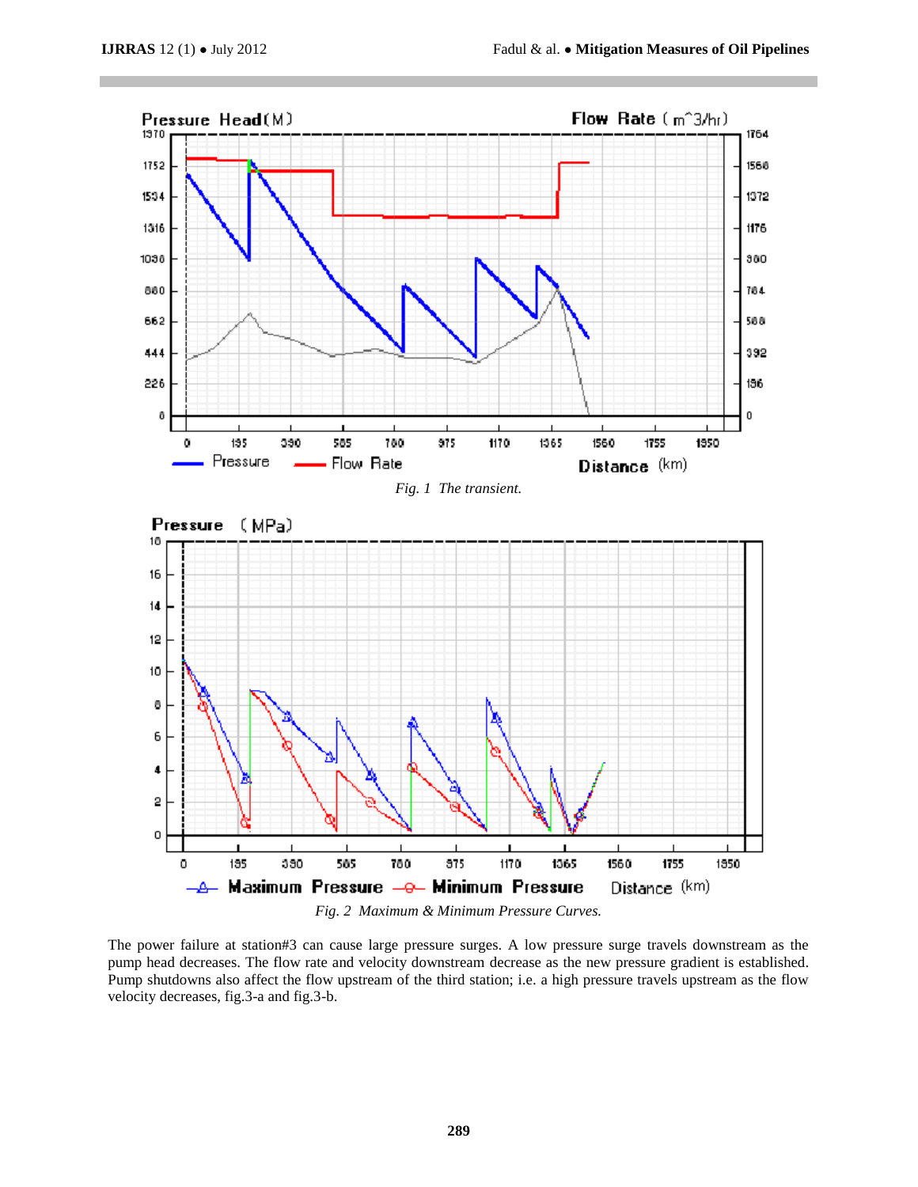*Fig. 1 The transient.*

*Fig. 2 Maximum & Minimum Pressure Curves.*

The power failure at station#3 can cause large pressure surges. A low pressure surge travels downstream as the pump head decreases. The flow rate and velocity downstream decrease as the new pressure gradient is established. Pump shutdowns also affect the flow upstream of the third station; i.e. a high pressure travels upstream as the flow velocity decreases, fig.3-a and fig.3-b.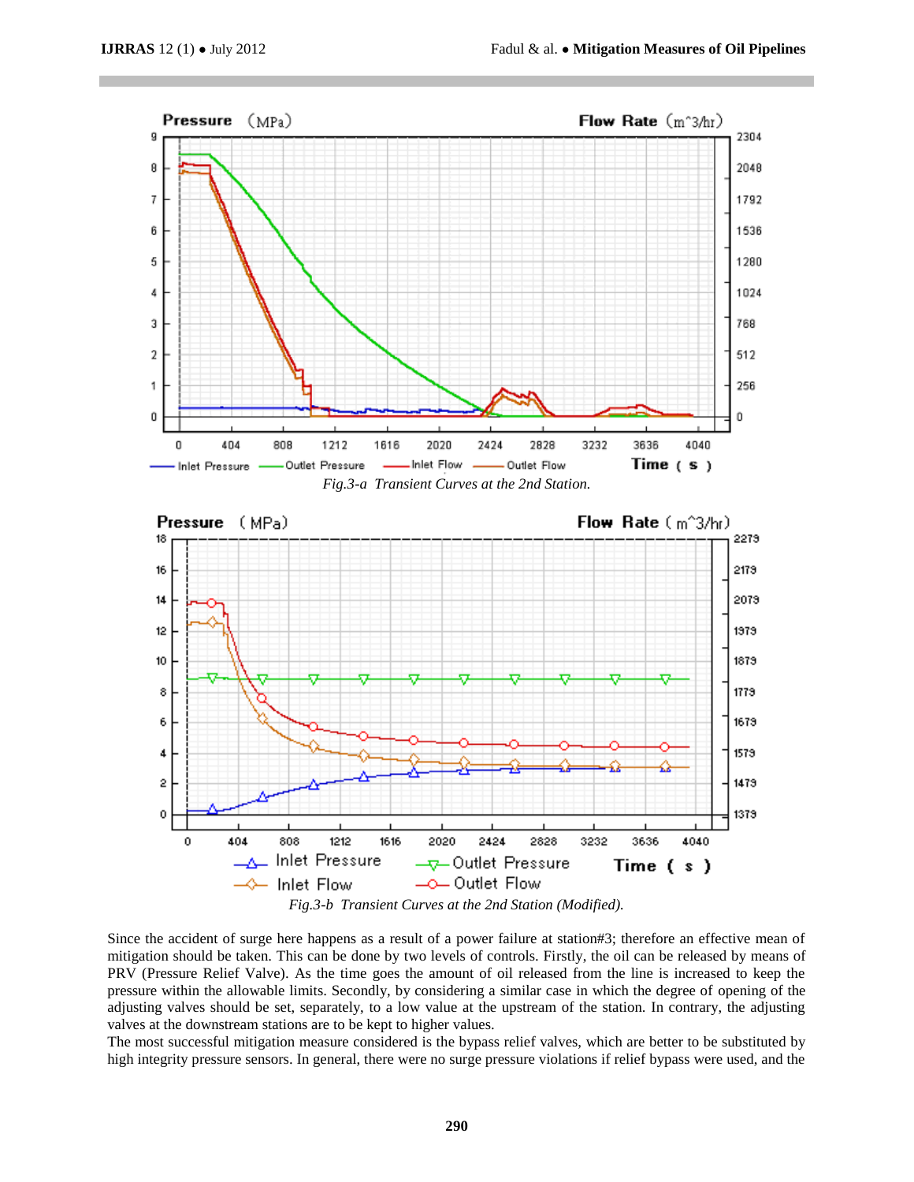Fig.3-a  Transient Curves at the 2nd Station.

Fig.3-b  Transient Curves at the 2nd Station (Modified).

Since the accident of surge here happens as a result of a power failure at station#3; therefore an effective mean of mitigation should be taken. This can be done by two levels of controls. Firstly, the oil can be released by means of PRV (Pressure Relief Valve). As the time goes the amount of oil released from the line is increased to keep the pressure within the allowable limits. Secondly, by considering a similar case in which the degree of opening of the adjusting valves should be set, separately, to a low value at the upstream of the station. In contrary, the adjusting valves at the downstream stations are to be kept to higher values.

The most successful mitigation measure considered is the bypass relief valves, which are better to be substituted by high integrity pressure sensors. In general, there were no surge pressure violations if relief bypass were used, and the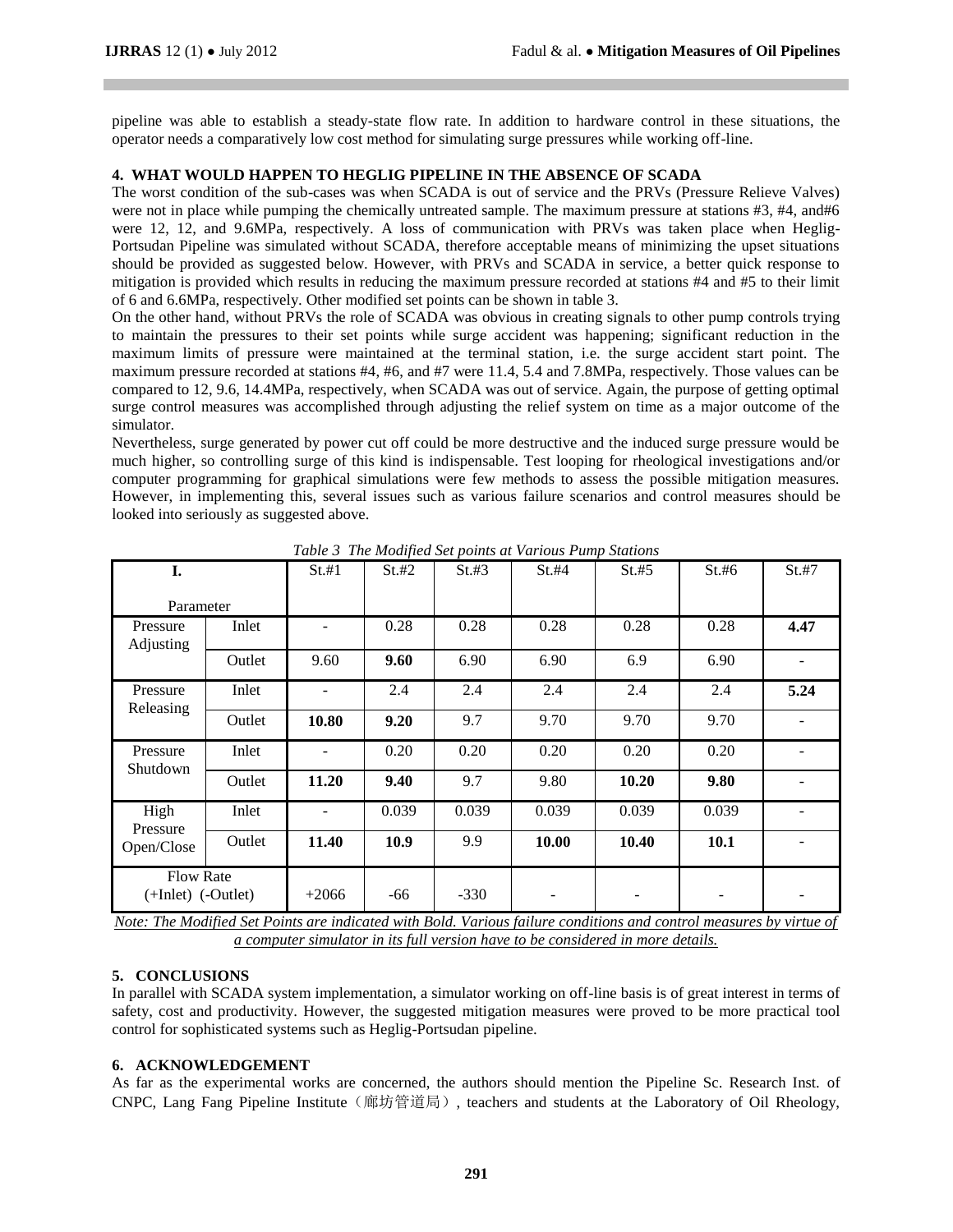pipeline was able to establish a steady-state flow rate. In addition to hardware control in these situations, the operator needs a comparatively low cost method for simulating surge pressures while working off-line.

## 4. WHAT WOULD HAPPEN TO HEGLIG PIPELINE IN THE ABSENCE OF SCADA

The worst condition of the sub-cases was when SCADA is out of service and the PRVs (Pressure Relieve Valves) were not in place while pumping the chemically untreated sample. The maximum pressure at stations #3, #4, and#6 were 12, 12, and 9.6MPa, respectively. A loss of communication with PRVs was taken place when Heglig-Portsudan Pipeline was simulated without SCADA, therefore acceptable means of minimizing the upset situations should be provided as suggested below. However, with PRVs and SCADA in service, a better quick response to mitigation is provided which results in reducing the maximum pressure recorded at stations #4 and #5 to their limit of 6 and 6.6MPa, respectively. Other modified set points can be shown in table 3.

On the other hand, without PRVs the role of SCADA was obvious in creating signals to other pump controls trying to maintain the pressures to their set points while surge accident was happening; significant reduction in the maximum limits of pressure were maintained at the terminal station, i.e. the surge accident start point. The maximum pressure recorded at stations #4, #6, and #7 were 11.4, 5.4 and 7.8MPa, respectively. Those values can be compared to 12, 9.6, 14.4MPa, respectively, when SCADA was out of service. Again, the purpose of getting optimal surge control measures was accomplished through adjusting the relief system on time as a major outcome of the simulator.

Nevertheless, surge generated by power cut off could be more destructive and the induced surge pressure would be much higher, so controlling surge of this kind is indispensable. Test looping for rheological investigations and/or computer programming for graphical simulations were few methods to assess the possible mitigation measures. However, in implementing this, several issues such as various failure scenarios and control measures should be looked into seriously as suggested above.

*Table 3 The Modified Set points at Various Pump Stations*

| **I.** Parameter | | St.#1 | St.#2 | St.#3 | St.#4 | St.#5 | St.#6 | St.#7 |
|---|---|---|---|---|---|---|---|---|
| Pressure Adjusting | Inlet | - | 0.28 | 0.28 | 0.28 | 0.28 | 0.28 | **4.47** |
| | Outlet | 9.60 | **9.60** | 6.90 | 6.90 | 6.9 | 6.90 | - |
| Pressure Releasing | Inlet | - | 2.4 | 2.4 | 2.4 | 2.4 | 2.4 | **5.24** |
| | Outlet | **10.80** | **9.20** | 9.7 | 9.70 | 9.70 | 9.70 | - |
| Pressure Shutdown | Inlet | - | 0.20 | 0.20 | 0.20 | 0.20 | 0.20 | - |
| | Outlet | **11.20** | **9.40** | 9.7 | 9.80 | **10.20** | **9.80** | - |
| High Pressure Open/Close | Inlet | - | 0.039 | 0.039 | 0.039 | 0.039 | 0.039 | - |
| | Outlet | **11.40** | **10.9** | 9.9 | **10.00** | **10.40** | **10.1** | - |
| Flow Rate (+Inlet) (-Outlet) | | +2066 | -66 | -330 | - | - | - | - |

*Note: The Modified Set Points are indicated with Bold. Various failure conditions and control measures by virtue of a computer simulator in its full version have to be considered in more details.*

## 5. CONCLUSIONS

In parallel with SCADA system implementation, a simulator working on off-line basis is of great interest in terms of safety, cost and productivity. However, the suggested mitigation measures were proved to be more practical tool control for sophisticated systems such as Heglig-Portsudan pipeline.

## 6. ACKNOWLEDGEMENT

As far as the experimental works are concerned, the authors should mention the Pipeline Sc. Research Inst. of CNPC, Lang Fang Pipeline Institute（廊坊管道局）, teachers and students at the Laboratory of Oil Rheology,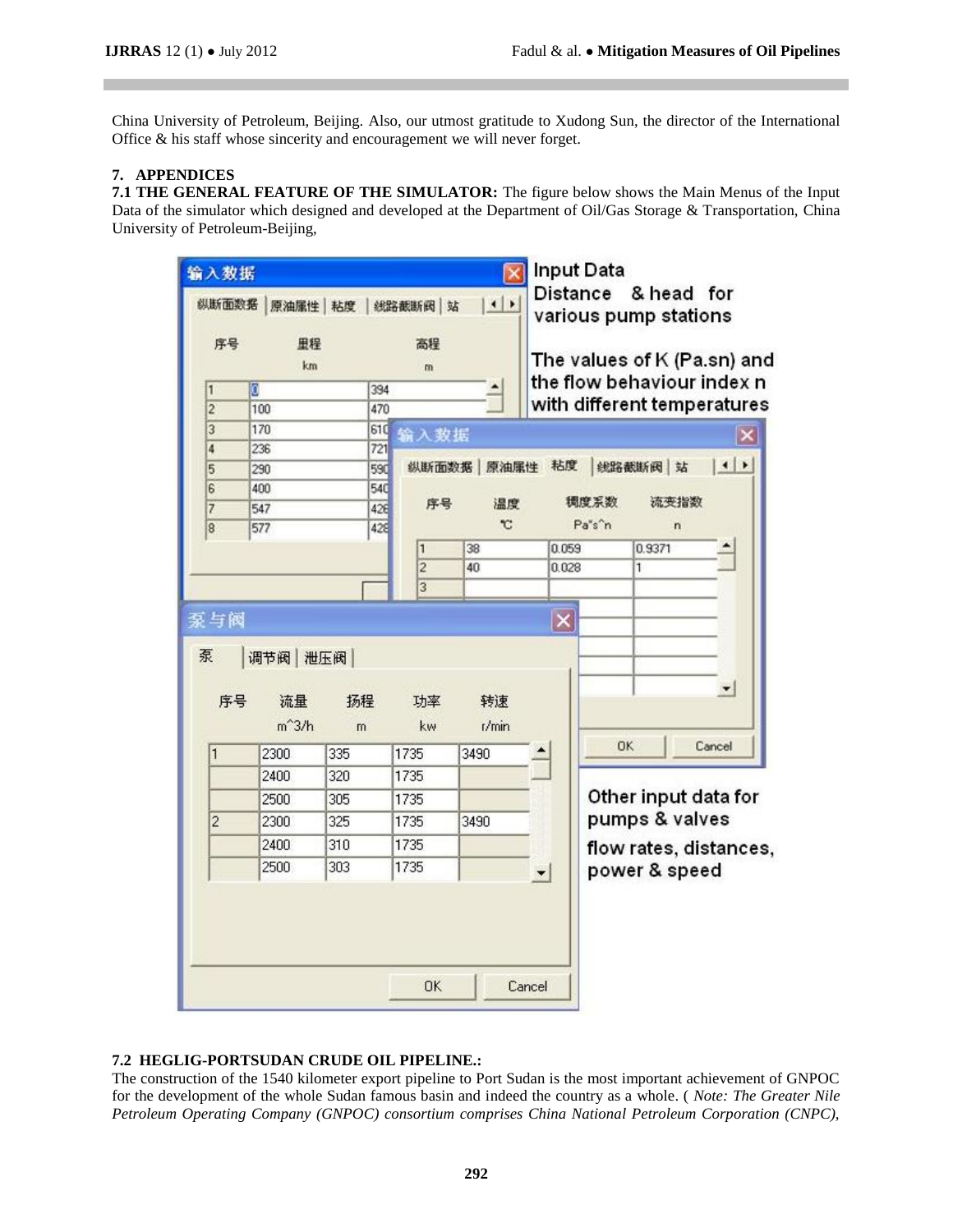China University of Petroleum, Beijing. Also, our utmost gratitude to Xudong Sun, the director of the International Office & his staff whose sincerity and encouragement we will never forget.

## 7. APPENDICES

**7.1 THE GENERAL FEATURE OF THE SIMULATOR:** The figure below shows the Main Menus of the Input Data of the simulator which designed and developed at the Department of Oil/Gas Storage & Transportation, China University of Petroleum-Beijing,

**7.2 HEGLIG-PORTSUDAN CRUDE OIL PIPELINE.:**

The construction of the 1540 kilometer export pipeline to Port Sudan is the most important achievement of GNPOC for the development of the whole Sudan famous basin and indeed the country as a whole. ( *Note: The Greater Nile Petroleum Operating Company (GNPOC) consortium comprises China National Petroleum Corporation (CNPC),*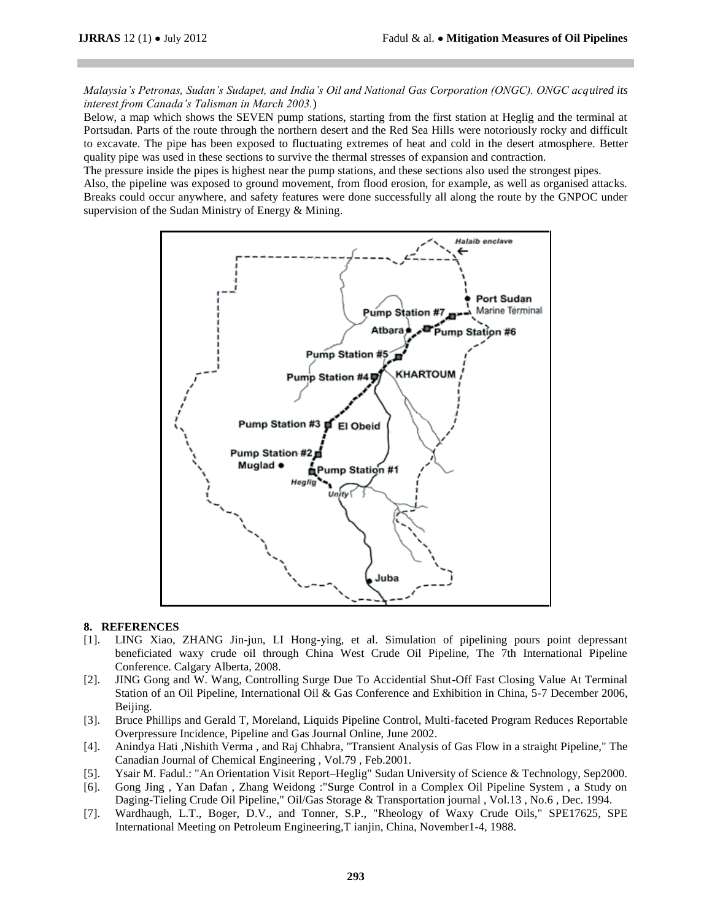*Malaysia's Petronas, Sudan's Sudapet, and India's Oil and National Gas Corporation (ONGC). ONGC acquired its interest from Canada's Talisman in March 2003.*)

Below, a map which shows the SEVEN pump stations, starting from the first station at Heglig and the terminal at Portsudan. Parts of the route through the northern desert and the Red Sea Hills were notoriously rocky and difficult to excavate. The pipe has been exposed to fluctuating extremes of heat and cold in the desert atmosphere. Better quality pipe was used in these sections to survive the thermal stresses of expansion and contraction.

The pressure inside the pipes is highest near the pump stations, and these sections also used the strongest pipes.

Also, the pipeline was exposed to ground movement, from flood erosion, for example, as well as organised attacks. Breaks could occur anywhere, and safety features were done successfully all along the route by the GNPOC under supervision of the Sudan Ministry of Energy & Mining.

Halaib enclave
Port Sudan
Marine Terminal
Pump Station #7
Atbara
Pump Station #6
Pump Station #5
Pump Station #4
KHARTOUM
Pump Station #3
El Obeid
Pump Station #2
Muglad
Pump Station #1
Heglig
Unity
Juba

## 8. REFERENCES

[1]. LING Xiao, ZHANG Jin-jun, LI Hong-ying, et al. Simulation of pipelining pours point depressant beneficiated waxy crude oil through China West Crude Oil Pipeline, The 7th International Pipeline Conference. Calgary Alberta, 2008.

[2]. JING Gong and W. Wang, Controlling Surge Due To Accidential Shut-Off Fast Closing Value At Terminal Station of an Oil Pipeline, International Oil & Gas Conference and Exhibition in China, 5-7 December 2006, Beijing.

[3]. Bruce Phillips and Gerald T, Moreland, Liquids Pipeline Control, Multi-faceted Program Reduces Reportable Overpressure Incidence, Pipeline and Gas Journal Online, June 2002.

[4]. Anindya Hati ,Nishith Verma , and Raj Chhabra, "Transient Analysis of Gas Flow in a straight Pipeline," The Canadian Journal of Chemical Engineering , Vol.79 , Feb.2001.

[5]. Ysair M. Fadul.: "An Orientation Visit Report–Heglig" Sudan University of Science & Technology, Sep2000.

[6]. Gong Jing , Yan Dafan , Zhang Weidong :"Surge Control in a Complex Oil Pipeline System , a Study on Daging-Tieling Crude Oil Pipeline," Oil/Gas Storage & Transportation journal , Vol.13 , No.6 , Dec. 1994.

[7]. Wardhaugh, L.T., Boger, D.V., and Tonner, S.P., "Rheology of Waxy Crude Oils," SPE17625, SPE International Meeting on Petroleum Engineering,T ianjin, China, November1-4, 1988.